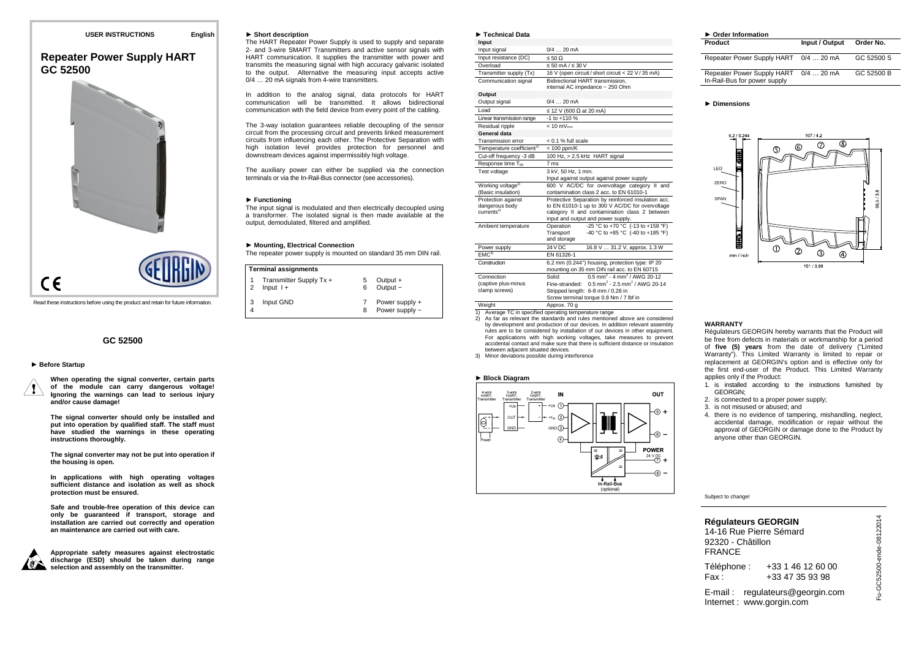USER INSTRUCTIONS English

# Repeater Power Supply HART GC 52500

Read these instructions before using the product and retain for future information.

## GC 52500

### ► Before Startup

**When operating the signal converter, certain parts of the module can carry dangerous voltage! Ignoring the warnings can lead to serious injury and/or cause damage!**

**The signal converter should only be installed and put into operation by qualified staff. The staff must have studied the warnings in these operating instructions thoroughly.**

**The signal converter may not be put into operation if the housing is open.**

**In applications with high operating voltages sufficient distance and isolation as well as shock protection must be ensured.**

**Safe and trouble-free operation of this device can only be guaranteed if transport, storage and installation are carried out correctly and operation an maintenance are carried out with care.**

**Appropriate safety measures against electrostatic discharge (ESD) should be taken during range selection and assembly on the transmitter.**

### ► Short description

The HART Repeater Power Supply is used to supply and separate 2- and 3-wire SMART Transmitters and active sensor signals with HART communication. It supplies the transmitter with power and transmits the measuring signal with high accuracy galvanic isolated to the output. Alternative the measuring input accepts active 0/4 … 20 mA signals from 4-wire transmitters.

In addition to the analog signal, data protocols for HART communication will be transmitted. It allows bidirectional communication with the field device from every point of the cabling.

The 3-way isolation guarantees reliable decoupling of the sensor circuit from the processing circuit and prevents linked measurement circuits from influencing each other. The Protective Separation with high isolation level provides protection for personnel and downstream devices against impermissibly high voltage.

The auxiliary power can either be supplied via the connection terminals or via the In-Rail-Bus connector (see accessories).

### ► Functioning

The input signal is modulated and then electrically decoupled using a transformer. The isolated signal is then made available at the output, demodulated, filtered and amplified.

### ► Mounting, Electrical Connection

The repeater power supply is mounted on standard 35 mm DIN rail.

| Terminal assignments | | | |
|---|---|---|---|
| 1 | Transmitter Supply Tx + | 5 | Output + |
| 2 | Input I + | 6 | Output − |
| 3 | Input GND | 7 | Power supply + |
| 4 | | 8 | Power supply − |

### ► Technical Data

| | |
|---|---|
| **Input** | |
| Input signal | 0/4 … 20 mA |
| Input resistance (DC) | ≤ 50 Ω |
| Overload | ≤ 50 mA / ≤ 30 V |
| Transmitter supply (Tx) | 16 V (open circuit / short circuit < 22 V / 35 mA) |
| Communication signal | Bidirectional HART transmission, internal AC impedance ~ 250 Ohm |
| **Output** | |
| Output signal | 0/4 … 20 mA |
| Load | ≤ 12 V (600 Ω at 20 mA) |
| Linear transmission range | -1 to +110 % |
| Residual ripple | < 10 mV$_{rms}$ |
| **General data** | |
| Transmission error | < 0.1 % full scale |
| Temperature coefficient[1] | < 100 ppm/K |
| Cut-off frequency -3 dB | 100 Hz, > 2.5 kHz HART signal |
| Response time $T_{99}$ | 7 ms |
| Test voltage | 3 kV, 50 Hz, 1 min. Input against output against power supply |
| Working voltage[2] (Basic insulation) | 600 V AC/DC for overvoltage category II and contamination class 2 acc. to EN 61010-1 |
| Protection against dangerous body currents[2] | Protective Separation by reinforced insulation acc. to EN 61010-1 up to 300 V AC/DC for overvoltage category II and contamination class 2 between input and output and power supply. |
| Ambient temperature | Operation -25 °C to +70 °C (-13 to +158 °F); Transport and storage -40 °C to +85 °C (-40 to +185 °F) |
| Power supply | 24 V DC 16.8 V … 31.2 V, approx. 1.3 W |
| EMC[3] | EN 61326-1 |
| Construction | 6.2 mm (0.244'') housing, protection type: IP 20 mounting on 35 mm DIN rail acc. to EN 60715 |
| Connection (captive plus-minus clamp screws) | Solid: 0.5 mm² - 4 mm² / AWG 20-12; Fine-stranded: 0.5 mm² - 2.5 mm² / AWG 20-14; Stripped length: 6-8 mm / 0.28 in; Screw terminal torque 0.8 Nm / 7 lbf in |
| Weight | Approx. 70 g |

1) Average TC in specified operating temperature range
2) As far as relevant the standards and rules mentioned above are considered by development and production of our devices. In addition relevant assembly rules are to be considered by installation of our devices in other equipment. For applications with high working voltages, take measures to prevent accidental contact and make sure that there is sufficient distance or insulation between adjacent situated devices.
3) Minor deviations possible during interference

### ► Block Diagram

4-wire HART-Transmitter
3-wire HART-Transmitter
2-wire HART-Transmitter
Power
+Us
OUT
GND
IN
OUT
+Us ①
+I$_{IN}$ ②
GND ③
④
⑤ +
⑥ −
POWER
24 V DC
⑦ +
⑧ −
In-Rail-Bus (optional)

### ► Order Information

| Product | Input / Output | Order No. |
|---|---|---|
| Repeater Power Supply HART | 0/4 … 20 mA | GC 52500 S |
| Repeater Power Supply HART In-Rail-Bus for power supply | 0/4 … 20 mA | GC 52500 B |

### ► Dimensions

6.2 / 0.244
107 / 4.2
LED
ZERO
SPAN
96.5 / 3.8
mm / inch
101 / 3.98
⑤ ⑥ ⑦ ⑧
① ② ③ ④

### WARRANTY

Régulateurs GEORGIN hereby warrants that the Product will be free from defects in materials or workmanship for a period of **five (5) years** from the date of delivery ("Limited Warranty"). This Limited Warranty is limited to repair or replacement at GEORGIN's option and is effective only for the first end-user of the Product. This Limited Warranty applies only if the Product:

1. is installed according to the instructions furnished by GEORGIN;
2. is connected to a proper power supply;
3. is not misused or abused; and
4. there is no evidence of tampering, mishandling, neglect, accidental damage, modification or repair without the approval of GEORGIN or damage done to the Product by anyone other than GEORGIN.

Subject to change!

**Régulateurs GEORGIN**
14-16 Rue Pierre Sémard
92320 - Châtillon
FRANCE

Téléphone : +33 1 46 12 60 00
Fax : +33 47 35 93 98

E-mail : regulateurs@georgin.com
Internet : www.gorgin.com

Fu-GC52500-ende-08122014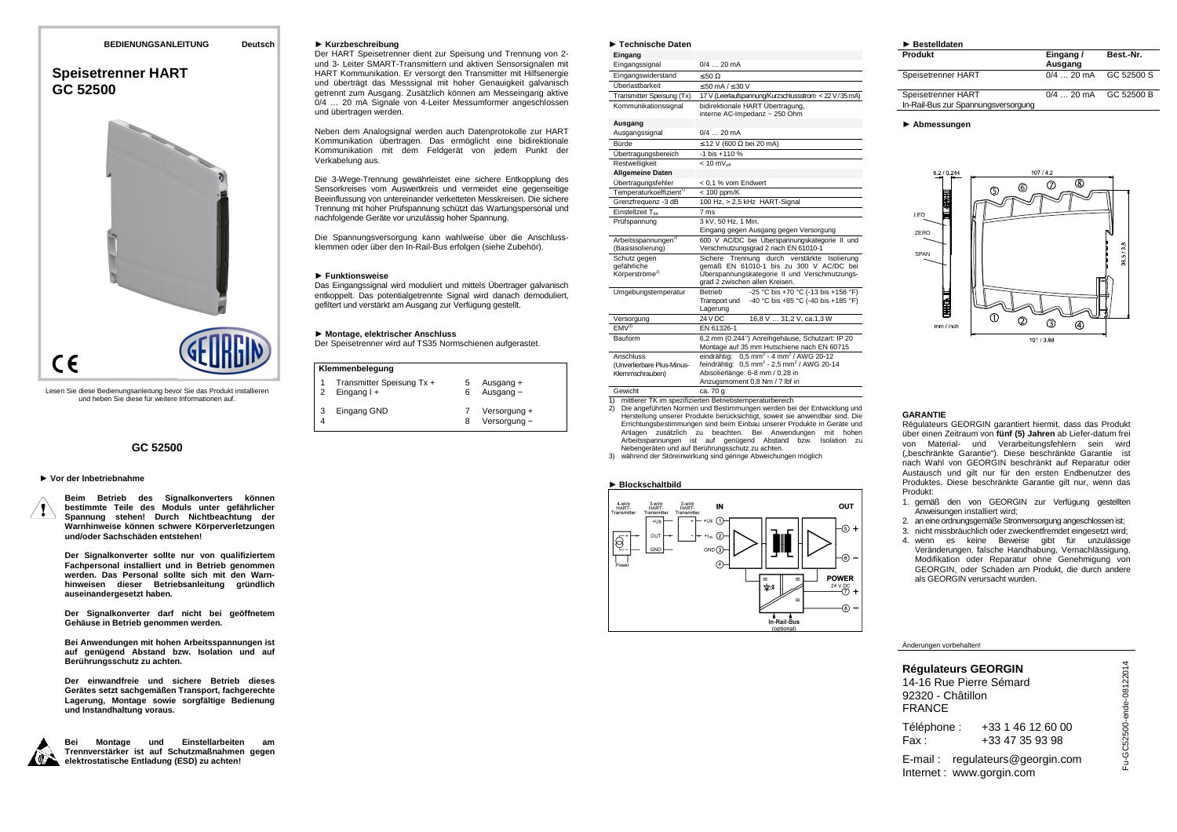## BEDIENUNGSANLEITUNG Deutsch

# Speisetrenner HART GC 52500

Lesen Sie diese Bedienungsanleitung bevor Sie das Produkt installieren und heben Sie diese für weitere Informationen auf.

## GC 52500

### ► Vor der Inbetriebnahme

**Beim Betrieb des Signalkonverters können bestimmte Teile des Moduls unter gefährlicher Spannung stehen! Durch Nichtbeachtung der Warnhinweise können schwere Körperverletzungen und/oder Sachschäden entstehen!**

**Der Signalkonverter sollte nur von qualifiziertem Fachpersonal installiert und in Betrieb genommen werden. Das Personal sollte sich mit den Warnhinweisen dieser Betriebsanleitung gründlich auseinandergesetzt haben.**

**Der Signalkonverter darf nicht bei geöffnetem Gehäuse in Betrieb genommen werden.**

**Bei Anwendungen mit hohen Arbeitsspannungen ist auf genügend Abstand bzw. Isolation und auf Berührungsschutz zu achten.**

**Der einwandfreie und sichere Betrieb dieses Gerätes setzt sachgemäßen Transport, fachgerechte Lagerung, Montage sowie sorgfältige Bedienung und Instandhaltung voraus.**

**Bei Montage und Einstellarbeiten am Trennverstärker ist auf Schutzmaßnahmen gegen elektrostatische Entladung (ESD) zu achten!**

### ► Kurzbeschreibung

Der HART Speisetrenner dient zur Speisung und Trennung von 2- und 3- Leiter SMART-Transmittern und aktiven Sensorsignalen mit HART Kommunikation. Er versorgt den Transmitter mit Hilfsenergie und überträgt das Messsignal mit hoher Genauigkeit galvanisch getrennt zum Ausgang. Zusätzlich können am Messeingang aktive 0/4 … 20 mA Signale von 4-Leiter Messumformer angeschlossen und übertragen werden.

Neben dem Analogsignal werden auch Datenprotokolle zur HART Kommunikation übertragen. Das ermöglicht eine bidirektionale Kommunikation mit dem Feldgerät von jedem Punkt der Verkabelung aus.

Die 3-Wege-Trennung gewährleistet eine sichere Entkopplung des Sensorkreises vom Auswertkreis und vermeidet eine gegenseitige Beeinflussung von untereinander verketteten Messkreisen. Die sichere Trennung mit hoher Prüfspannung schützt das Wartungspersonal und nachfolgende Geräte vor unzulässig hoher Spannung.

Die Spannungsversorgung kann wahlweise über die Anschlussklemmen oder über den In-Rail-Bus erfolgen (siehe Zubehör).

### ► Funktionsweise

Das Eingangssignal wird moduliert und mittels Übertrager galvanisch entkoppelt. Das potentialgetrennte Signal wird danach demoduliert, gefiltert und verstärkt am Ausgang zur Verfügung gestellt.

### ► Montage, elektrischer Anschluss

Der Speisetrenner wird auf TS35 Normschienen aufgerastet.

| Klemmenbelegung | | | |
|---|---|---|---|
| 1 | Transmitter Speisung Tx + | 5 | Ausgang + |
| 2 | Eingang I + | 6 | Ausgang − |
| 3 | Eingang GND | 7 | Versorgung + |
| 4 | | 8 | Versorgung − |

### ► Technische Daten

| | |
|---|---|
| **Eingang** | |
| Eingangssignal | 0/4 … 20 mA |
| Eingangswiderstand | ≤50 Ω |
| Überlastbarkeit | ≤50 mA / ≤30 V |
| Transmitter Speisung (Tx) | 17 V (Leerlaufspannung/Kurzschlussstrom < 22 V / 35 mA) |
| Kommunikationssignal | bidirektionale HART Übertragung, interne AC-Impedanz ~ 250 Ohm |
| **Ausgang** | |
| Ausgangssignal | 0/4 … 20 mA |
| Bürde | ≤12 V (600 Ω bei 20 mA) |
| Übertragungsbereich | -1 bis +110 % |
| Restwelligkeit | < 10 $mV_{eff}$ |
| **Allgemeine Daten** | |
| Übertragungsfehler | < 0,1 % vom Endwert |
| Temperaturkoeffizient[1)] | < 100 ppm/K |
| Grenzfrequenz -3 dB | 100 Hz, > 2,5 kHz HART-Signal |
| Einstellzeit $T_{99}$ | 7 ms |
| Prüfspannung | 3 kV, 50 Hz, 1 Min. Eingang gegen Ausgang gegen Versorgung |
| Arbeitsspannungen[2)] (Basisisolierung) | 600 V AC/DC bei Überspannungskategorie II und Verschmutzungsgrad 2 nach EN 61010-1 |
| Schutz gegen gefährliche Körperströme[2)] | Sichere Trennung durch verstärkte Isolierung gemäß EN 61010-1 bis zu 300 V AC/DC bei Überspannungskategorie II und Verschmutzungsgrad 2 zwischen allen Kreisen. |
| Umgebungstemperatur | Betrieb: -25 °C bis +70 °C (-13 bis +158 °F); Transport und Lagerung: -40 °C bis +85 °C (-40 bis +185 °F) |
| Versorgung | 24 V DC 16,8 V … 31,2 V, ca.1,3 W |
| EMV[3)] | EN 61326-1 |
| Bauform | 6,2 mm (0.244") Anreihgehäuse, Schutzart: IP 20 Montage auf 35 mm Hutschiene nach EN 60715 |
| Anschluss (Unverlierbare Plus-Minus-Klemmschrauben) | eindrähtig: 0,5 mm² - 4 mm² / AWG 20-12; feindrähtig: 0,5 mm² - 2,5 mm² / AWG 20-14; Abisolierlänge: 6-8 mm / 0.28 in; Anzugsmoment 0,8 Nm / 7 lbf in |
| Gewicht | ca. 70 g |

1) mittlerer TK im spezifizierten Betriebstemperaturbereich
2) Die angeführten Normen und Bestimmungen werden bei der Entwicklung und Herstellung unserer Produkte berücksichtigt, soweit sie anwendbar sind. Die Errichtungsbestimmungen sind beim Einbau unserer Produkte in Geräte und Anlagen zusätzlich zu beachten. Bei Anwendungen mit hohen Arbeitsspannungen ist auf genügend Abstand bzw. Isolation zu Nebengeräten und auf Berührungsschutz zu achten.
3) während der Störeinwirkung sind geringe Abweichungen möglich

### ► Blockschaltbild

4-wire HART-Transmitter
3-wire HART-Transmitter
2-wire HART-Transmitter
IN
OUT
+Us
OUT
GND
Power
+Us ①
+$I_{IN}$ ②
GND ③
④
⑤ +
⑥ −
POWER
24 V DC
⑦ +
⑧ −
In-Rail-Bus (optional)

### ► Bestelldaten

| Produkt | Eingang / Ausgang | Best.-Nr. |
|---|---|---|
| Speisetrenner HART | 0/4 … 20 mA | GC 52500 S |
| Speisetrenner HART In-Rail-Bus zur Spannungsversorgung | 0/4 … 20 mA | GC 52500 B |

### ► Abmessungen

6,2 / 0.244
107 / 4.2
LED
ZERO
SPAN
96,5 / 3.8
mm / inch
101 / 3.98

### GARANTIE

Régulateurs GEORGIN garantiert hiermit, dass das Produkt über einen Zeitraum von **fünf (5) Jahren** ab Liefer-datum frei von Material- und Verarbeitungsfehlern sein wird („beschränkte Garantie"). Diese beschränkte Garantie ist nach Wahl von GEORGIN beschränkt auf Reparatur oder Austausch und gilt nur für den ersten Endbenutzer des Produktes. Diese beschränkte Garantie gilt nur, wenn das Produkt:

1. gemäß den von GEORGIN zur Verfügung gestellten Anweisungen installiert wird;
2. an eine ordnungsgemäße Stromversorgung angeschlossen ist;
3. nicht missbräuchlich oder zweckentfremdet eingesetzt wird;
4. wenn es keine Beweise gibt für unzulässige Veränderungen, falsche Handhabung, Vernachlässigung, Modifikation oder Reparatur ohne Genehmigung von GEORGIN, oder Schäden am Produkt, die durch andere als GEORGIN verursacht wurden.

Änderungen vorbehalten!

**Régulateurs GEORGIN**
14-16 Rue Pierre Sémard
92320 - Châtillon
FRANCE

Téléphone : +33 1 46 12 60 00
Fax : +33 47 35 93 98

E-mail : regulateurs@georgin.com
Internet : www.gorgin.com

Fu-GC52500-ende-08122014